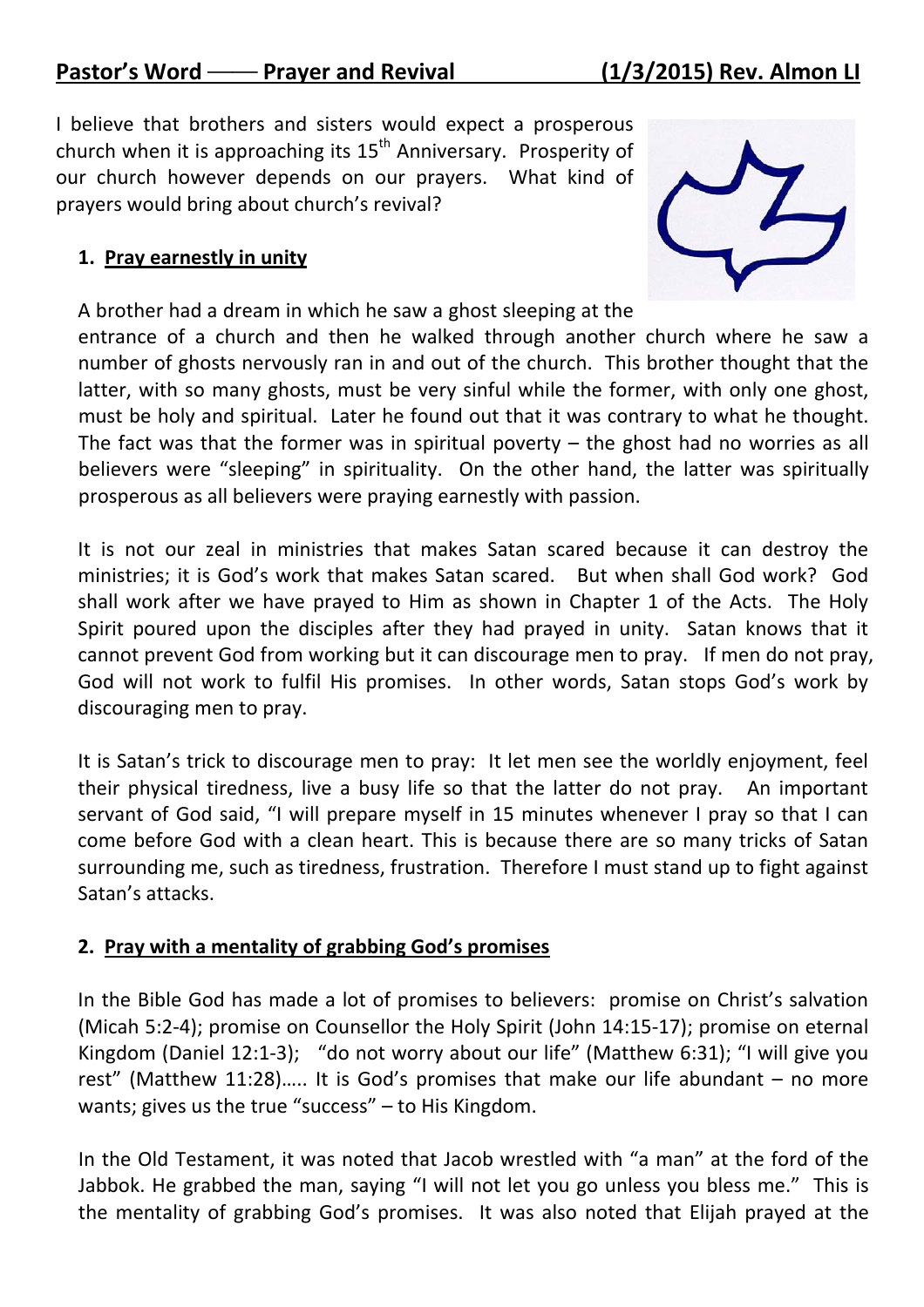## Pastor's Word —— Prayer and Revival (1/3/2015) Rev. Almon LI

I believe that brothers and sisters would expect a prosperous church when it is approaching its 15th Anniversary. Prosperity of our church however depends on our prayers. What kind of prayers would bring about church's revival?

### 1. Pray earnestly in unity

A brother had a dream in which he saw a ghost sleeping at the entrance of a church and then he walked through another church where he saw a number of ghosts nervously ran in and out of the church. This brother thought that the latter, with so many ghosts, must be very sinful while the former, with only one ghost, must be holy and spiritual. Later he found out that it was contrary to what he thought. The fact was that the former was in spiritual poverty – the ghost had no worries as all believers were "sleeping" in spirituality. On the other hand, the latter was spiritually prosperous as all believers were praying earnestly with passion.

It is not our zeal in ministries that makes Satan scared because it can destroy the ministries; it is God's work that makes Satan scared. But when shall God work? God shall work after we have prayed to Him as shown in Chapter 1 of the Acts. The Holy Spirit poured upon the disciples after they had prayed in unity. Satan knows that it cannot prevent God from working but it can discourage men to pray. If men do not pray, God will not work to fulfil His promises. In other words, Satan stops God's work by discouraging men to pray.

It is Satan's trick to discourage men to pray: It let men see the worldly enjoyment, feel their physical tiredness, live a busy life so that the latter do not pray. An important servant of God said, "I will prepare myself in 15 minutes whenever I pray so that I can come before God with a clean heart. This is because there are so many tricks of Satan surrounding me, such as tiredness, frustration. Therefore I must stand up to fight against Satan's attacks.

### 2. Pray with a mentality of grabbing God's promises

In the Bible God has made a lot of promises to believers: promise on Christ's salvation (Micah 5:2-4); promise on Counsellor the Holy Spirit (John 14:15-17); promise on eternal Kingdom (Daniel 12:1-3); "do not worry about our life" (Matthew 6:31); "I will give you rest" (Matthew 11:28)….. It is God's promises that make our life abundant – no more wants; gives us the true "success" – to His Kingdom.

In the Old Testament, it was noted that Jacob wrestled with "a man" at the ford of the Jabbok. He grabbed the man, saying "I will not let you go unless you bless me." This is the mentality of grabbing God's promises. It was also noted that Elijah prayed at the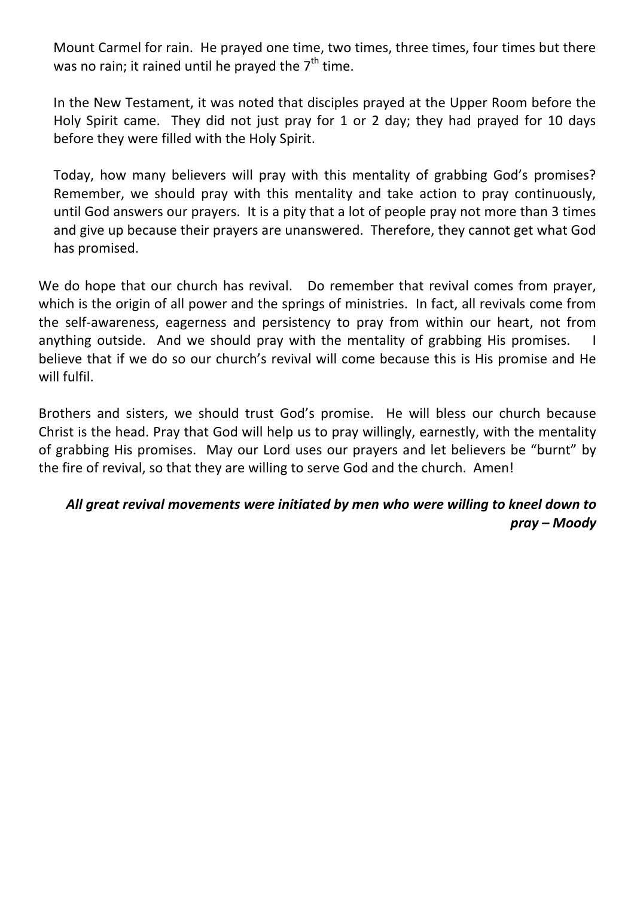Mount Carmel for rain. He prayed one time, two times, three times, four times but there was no rain; it rained until he prayed the $7^{th}$ time.

In the New Testament, it was noted that disciples prayed at the Upper Room before the Holy Spirit came. They did not just pray for 1 or 2 day; they had prayed for 10 days before they were filled with the Holy Spirit.

Today, how many believers will pray with this mentality of grabbing God's promises? Remember, we should pray with this mentality and take action to pray continuously, until God answers our prayers. It is a pity that a lot of people pray not more than 3 times and give up because their prayers are unanswered. Therefore, they cannot get what God has promised.

We do hope that our church has revival. Do remember that revival comes from prayer, which is the origin of all power and the springs of ministries. In fact, all revivals come from the self-awareness, eagerness and persistency to pray from within our heart, not from anything outside. And we should pray with the mentality of grabbing His promises. I believe that if we do so our church's revival will come because this is His promise and He will fulfil.

Brothers and sisters, we should trust God's promise. He will bless our church because Christ is the head. Pray that God will help us to pray willingly, earnestly, with the mentality of grabbing His promises. May our Lord uses our prayers and let believers be "burnt" by the fire of revival, so that they are willing to serve God and the church. Amen!

***All great revival movements were initiated by men who were willing to kneel down to pray – Moody***